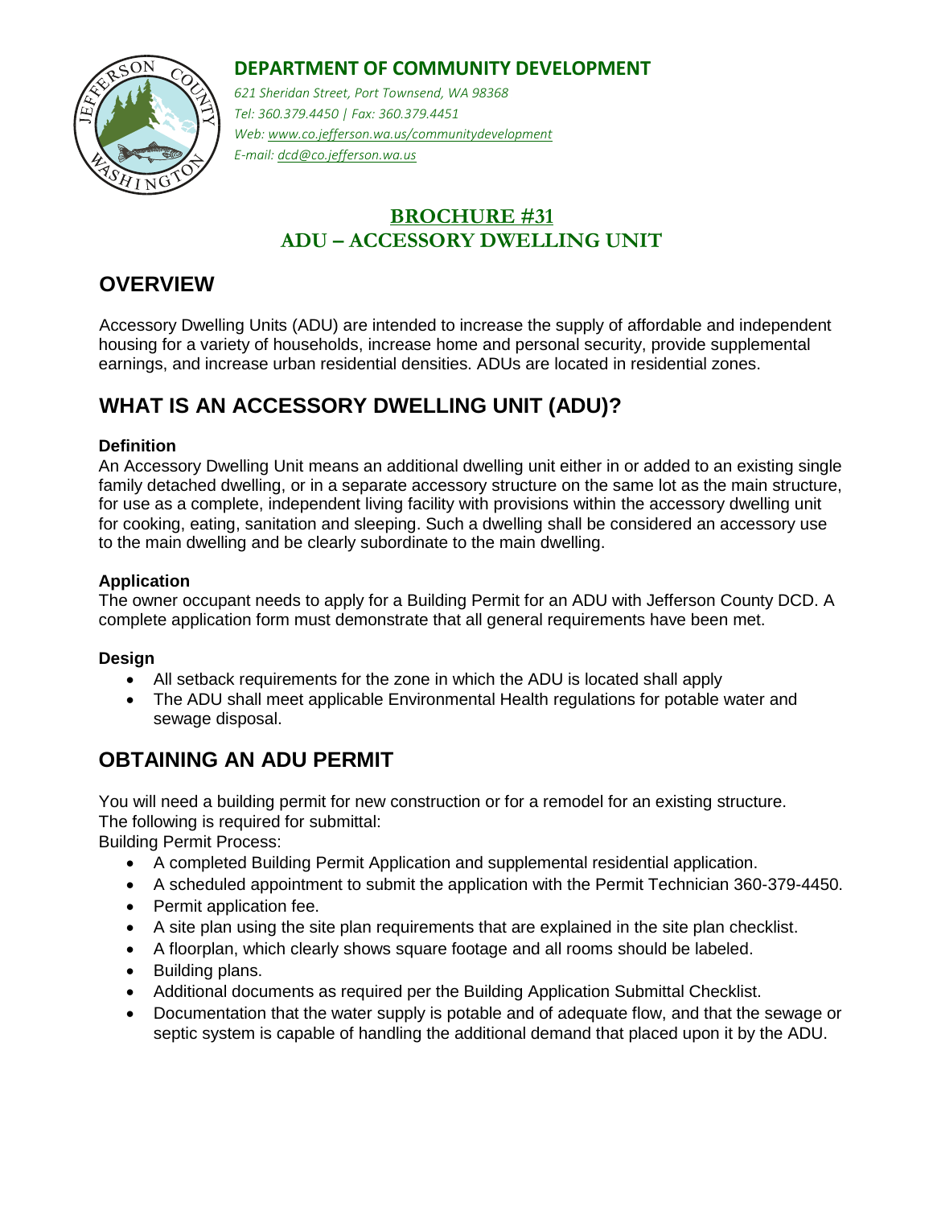**DEPARTMENT OF COMMUNITY DEVELOPMENT**

*621 Sheridan Street, Port Townsend, WA 98368*
*Tel: 360.379.4450 | Fax: 360.379.4451*
*Web: www.co.jefferson.wa.us/communitydevelopment*
*E-mail: dcd@co.jefferson.wa.us*

# BROCHURE #31
# ADU – ACCESSORY DWELLING UNIT

## OVERVIEW

Accessory Dwelling Units (ADU) are intended to increase the supply of affordable and independent housing for a variety of households, increase home and personal security, provide supplemental earnings, and increase urban residential densities. ADUs are located in residential zones.

## WHAT IS AN ACCESSORY DWELLING UNIT (ADU)?

### Definition

An Accessory Dwelling Unit means an additional dwelling unit either in or added to an existing single family detached dwelling, or in a separate accessory structure on the same lot as the main structure, for use as a complete, independent living facility with provisions within the accessory dwelling unit for cooking, eating, sanitation and sleeping. Such a dwelling shall be considered an accessory use to the main dwelling and be clearly subordinate to the main dwelling.

### Application

The owner occupant needs to apply for a Building Permit for an ADU with Jefferson County DCD. A complete application form must demonstrate that all general requirements have been met.

### Design

- All setback requirements for the zone in which the ADU is located shall apply
- The ADU shall meet applicable Environmental Health regulations for potable water and sewage disposal.

## OBTAINING AN ADU PERMIT

You will need a building permit for new construction or for a remodel for an existing structure.
The following is required for submittal:
Building Permit Process:

- A completed Building Permit Application and supplemental residential application.
- A scheduled appointment to submit the application with the Permit Technician 360-379-4450.
- Permit application fee.
- A site plan using the site plan requirements that are explained in the site plan checklist.
- A floorplan, which clearly shows square footage and all rooms should be labeled.
- Building plans.
- Additional documents as required per the Building Application Submittal Checklist.
- Documentation that the water supply is potable and of adequate flow, and that the sewage or septic system is capable of handling the additional demand that placed upon it by the ADU.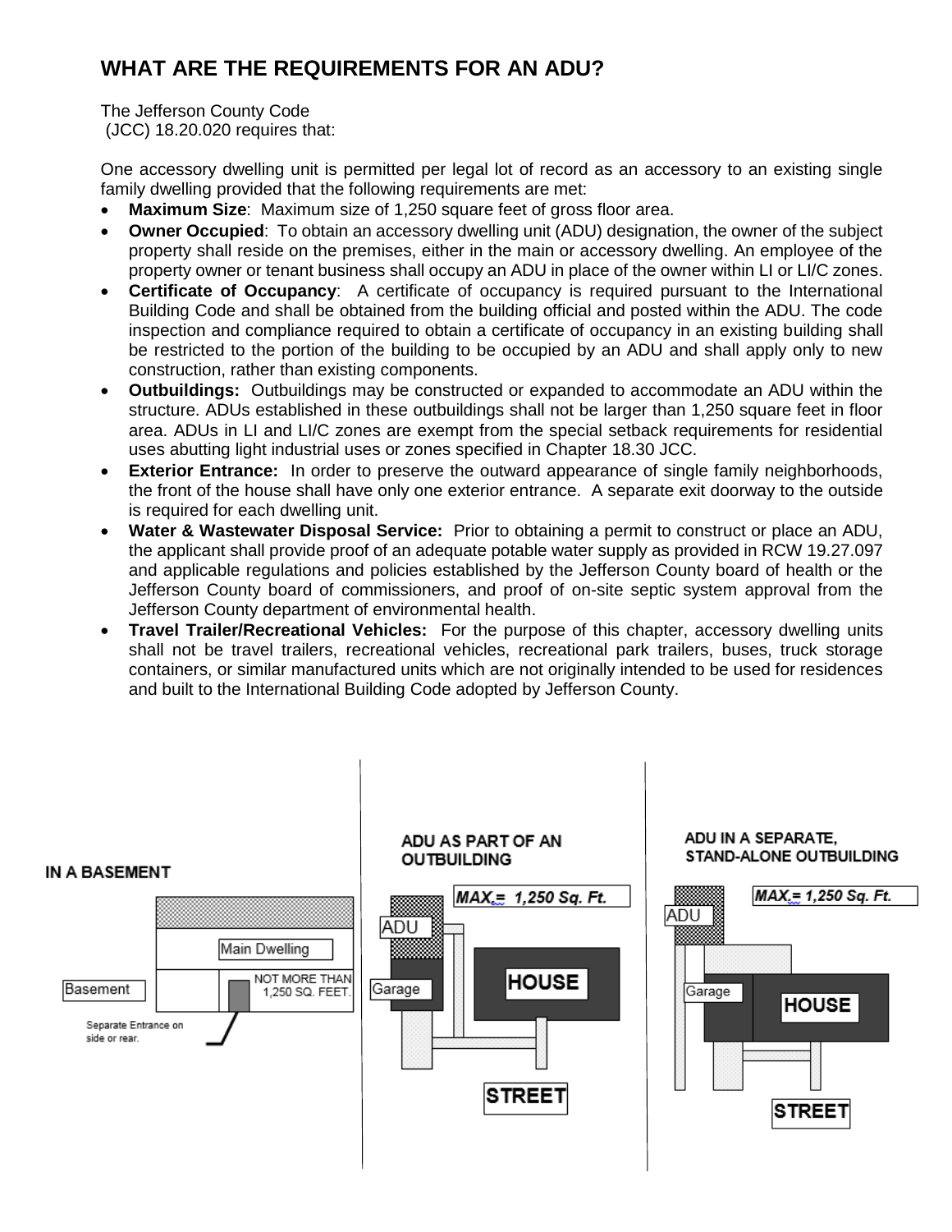## WHAT ARE THE REQUIREMENTS FOR AN ADU?

The Jefferson County Code
(JCC) 18.20.020 requires that:

One accessory dwelling unit is permitted per legal lot of record as an accessory to an existing single family dwelling provided that the following requirements are met:

- **Maximum Size**: Maximum size of 1,250 square feet of gross floor area.
- **Owner Occupied**: To obtain an accessory dwelling unit (ADU) designation, the owner of the subject property shall reside on the premises, either in the main or accessory dwelling. An employee of the property owner or tenant business shall occupy an ADU in place of the owner within LI or LI/C zones.
- **Certificate of Occupancy**: A certificate of occupancy is required pursuant to the International Building Code and shall be obtained from the building official and posted within the ADU. The code inspection and compliance required to obtain a certificate of occupancy in an existing building shall be restricted to the portion of the building to be occupied by an ADU and shall apply only to new construction, rather than existing components.
- **Outbuildings:** Outbuildings may be constructed or expanded to accommodate an ADU within the structure. ADUs established in these outbuildings shall not be larger than 1,250 square feet in floor area. ADUs in LI and LI/C zones are exempt from the special setback requirements for residential uses abutting light industrial uses or zones specified in Chapter 18.30 JCC.
- **Exterior Entrance:** In order to preserve the outward appearance of single family neighborhoods, the front of the house shall have only one exterior entrance. A separate exit doorway to the outside is required for each dwelling unit.
- **Water & Wastewater Disposal Service:** Prior to obtaining a permit to construct or place an ADU, the applicant shall provide proof of an adequate potable water supply as provided in RCW 19.27.097 and applicable regulations and policies established by the Jefferson County board of health or the Jefferson County board of commissioners, and proof of on-site septic system approval from the Jefferson County department of environmental health.
- **Travel Trailer/Recreational Vehicles:** For the purpose of this chapter, accessory dwelling units shall not be travel trailers, recreational vehicles, recreational park trailers, buses, truck storage containers, or similar manufactured units which are not originally intended to be used for residences and built to the International Building Code adopted by Jefferson County.

IN A BASEMENT

Main Dwelling

Basement

NOT MORE THAN 1,250 SQ. FEET.

Separate Entrance on side or rear.

ADU AS PART OF AN OUTBUILDING

*MAX.= 1,250 Sq. Ft.*

ADU

Garage

HOUSE

STREET

ADU IN A SEPARATE, STAND-ALONE OUTBUILDING

*MAX.= 1,250 Sq. Ft.*

ADU

Garage

HOUSE

STREET